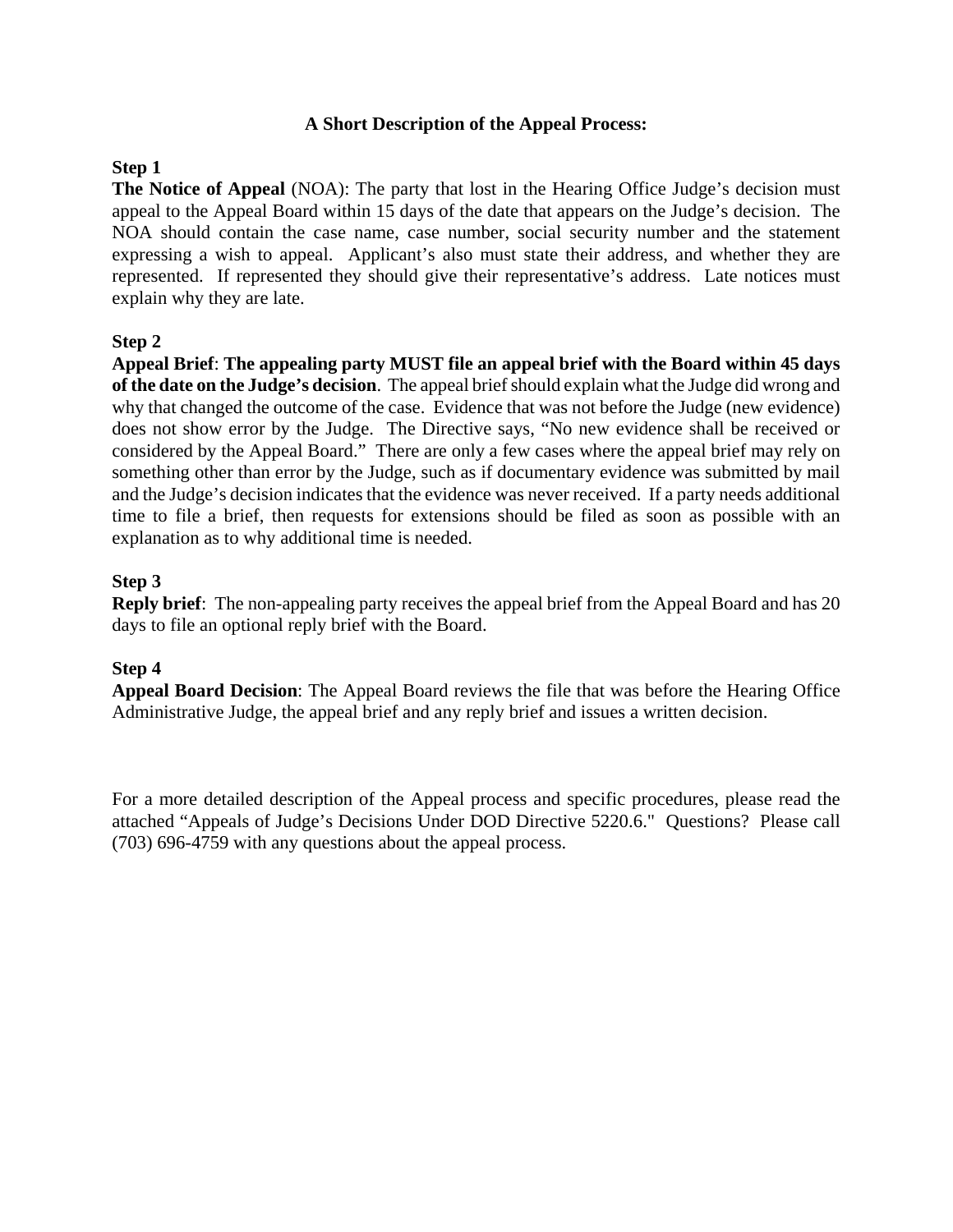## A Short Description of the Appeal Process:

**Step 1**

**The Notice of Appeal** (NOA): The party that lost in the Hearing Office Judge's decision must appeal to the Appeal Board within 15 days of the date that appears on the Judge's decision. The NOA should contain the case name, case number, social security number and the statement expressing a wish to appeal. Applicant's also must state their address, and whether they are represented. If represented they should give their representative's address. Late notices must explain why they are late.

**Step 2**

**Appeal Brief**: **The appealing party MUST file an appeal brief with the Board within 45 days of the date on the Judge's decision**. The appeal brief should explain what the Judge did wrong and why that changed the outcome of the case. Evidence that was not before the Judge (new evidence) does not show error by the Judge. The Directive says, "No new evidence shall be received or considered by the Appeal Board." There are only a few cases where the appeal brief may rely on something other than error by the Judge, such as if documentary evidence was submitted by mail and the Judge's decision indicates that the evidence was never received. If a party needs additional time to file a brief, then requests for extensions should be filed as soon as possible with an explanation as to why additional time is needed.

**Step 3**

**Reply brief**: The non-appealing party receives the appeal brief from the Appeal Board and has 20 days to file an optional reply brief with the Board.

**Step 4**

**Appeal Board Decision**: The Appeal Board reviews the file that was before the Hearing Office Administrative Judge, the appeal brief and any reply brief and issues a written decision.

For a more detailed description of the Appeal process and specific procedures, please read the attached "Appeals of Judge's Decisions Under DOD Directive 5220.6." Questions? Please call (703) 696-4759 with any questions about the appeal process.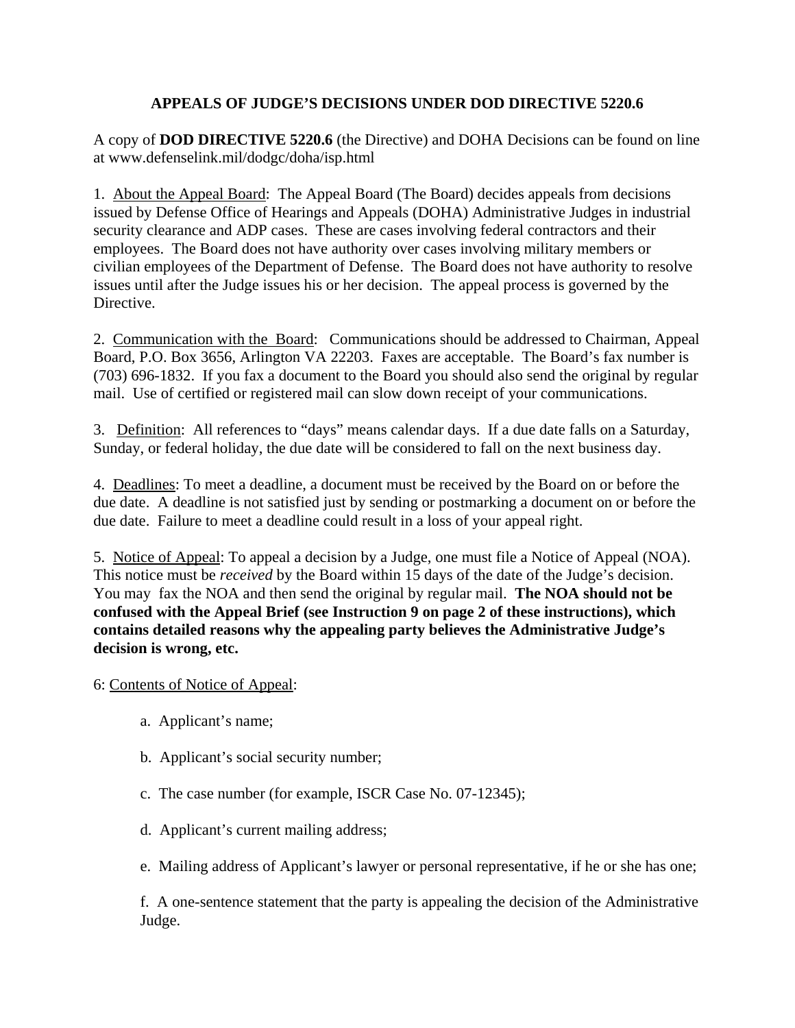# APPEALS OF JUDGE'S DECISIONS UNDER DOD DIRECTIVE 5220.6

A copy of **DOD DIRECTIVE 5220.6** (the Directive) and DOHA Decisions can be found on line at www.defenselink.mil/dodgc/doha/isp.html

1. About the Appeal Board: The Appeal Board (The Board) decides appeals from decisions issued by Defense Office of Hearings and Appeals (DOHA) Administrative Judges in industrial security clearance and ADP cases. These are cases involving federal contractors and their employees. The Board does not have authority over cases involving military members or civilian employees of the Department of Defense. The Board does not have authority to resolve issues until after the Judge issues his or her decision. The appeal process is governed by the Directive.

2. Communication with the Board: Communications should be addressed to Chairman, Appeal Board, P.O. Box 3656, Arlington VA 22203. Faxes are acceptable. The Board's fax number is (703) 696-1832. If you fax a document to the Board you should also send the original by regular mail. Use of certified or registered mail can slow down receipt of your communications.

3. Definition: All references to "days" means calendar days. If a due date falls on a Saturday, Sunday, or federal holiday, the due date will be considered to fall on the next business day.

4. Deadlines: To meet a deadline, a document must be received by the Board on or before the due date. A deadline is not satisfied just by sending or postmarking a document on or before the due date. Failure to meet a deadline could result in a loss of your appeal right.

5. Notice of Appeal: To appeal a decision by a Judge, one must file a Notice of Appeal (NOA). This notice must be *received* by the Board within 15 days of the date of the Judge's decision. You may fax the NOA and then send the original by regular mail. **The NOA should not be confused with the Appeal Brief (see Instruction 9 on page 2 of these instructions), which contains detailed reasons why the appealing party believes the Administrative Judge's decision is wrong, etc.**

6: Contents of Notice of Appeal:

a. Applicant's name;

b. Applicant's social security number;

c. The case number (for example, ISCR Case No. 07-12345);

d. Applicant's current mailing address;

e. Mailing address of Applicant's lawyer or personal representative, if he or she has one;

f. A one-sentence statement that the party is appealing the decision of the Administrative Judge.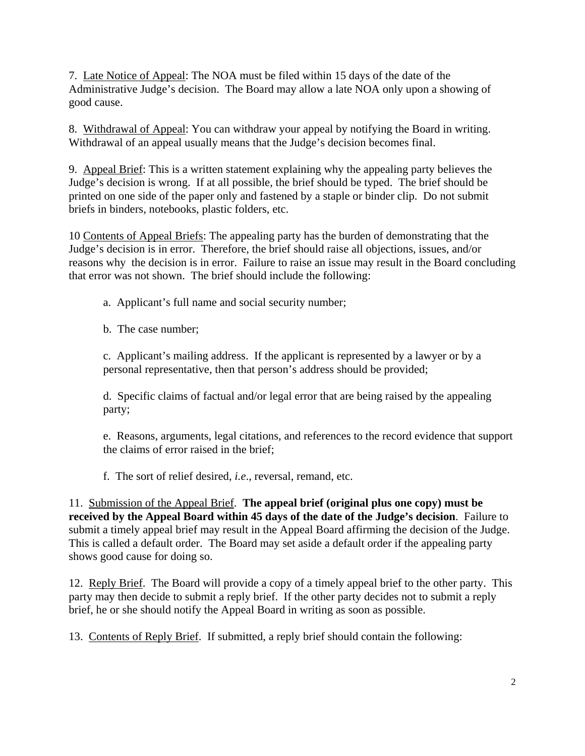7. Late Notice of Appeal: The NOA must be filed within 15 days of the date of the Administrative Judge's decision. The Board may allow a late NOA only upon a showing of good cause.

8. Withdrawal of Appeal: You can withdraw your appeal by notifying the Board in writing. Withdrawal of an appeal usually means that the Judge's decision becomes final.

9. Appeal Brief: This is a written statement explaining why the appealing party believes the Judge's decision is wrong. If at all possible, the brief should be typed. The brief should be printed on one side of the paper only and fastened by a staple or binder clip. Do not submit briefs in binders, notebooks, plastic folders, etc.

10 Contents of Appeal Briefs: The appealing party has the burden of demonstrating that the Judge's decision is in error. Therefore, the brief should raise all objections, issues, and/or reasons why the decision is in error. Failure to raise an issue may result in the Board concluding that error was not shown. The brief should include the following:

a. Applicant's full name and social security number;

b. The case number;

c. Applicant's mailing address. If the applicant is represented by a lawyer or by a personal representative, then that person's address should be provided;

d. Specific claims of factual and/or legal error that are being raised by the appealing party;

e. Reasons, arguments, legal citations, and references to the record evidence that support the claims of error raised in the brief;

f. The sort of relief desired, *i.e*., reversal, remand, etc.

11. Submission of the Appeal Brief. **The appeal brief (original plus one copy) must be received by the Appeal Board within 45 days of the date of the Judge's decision**. Failure to submit a timely appeal brief may result in the Appeal Board affirming the decision of the Judge. This is called a default order. The Board may set aside a default order if the appealing party shows good cause for doing so.

12. Reply Brief. The Board will provide a copy of a timely appeal brief to the other party. This party may then decide to submit a reply brief. If the other party decides not to submit a reply brief, he or she should notify the Appeal Board in writing as soon as possible.

13. Contents of Reply Brief. If submitted, a reply brief should contain the following: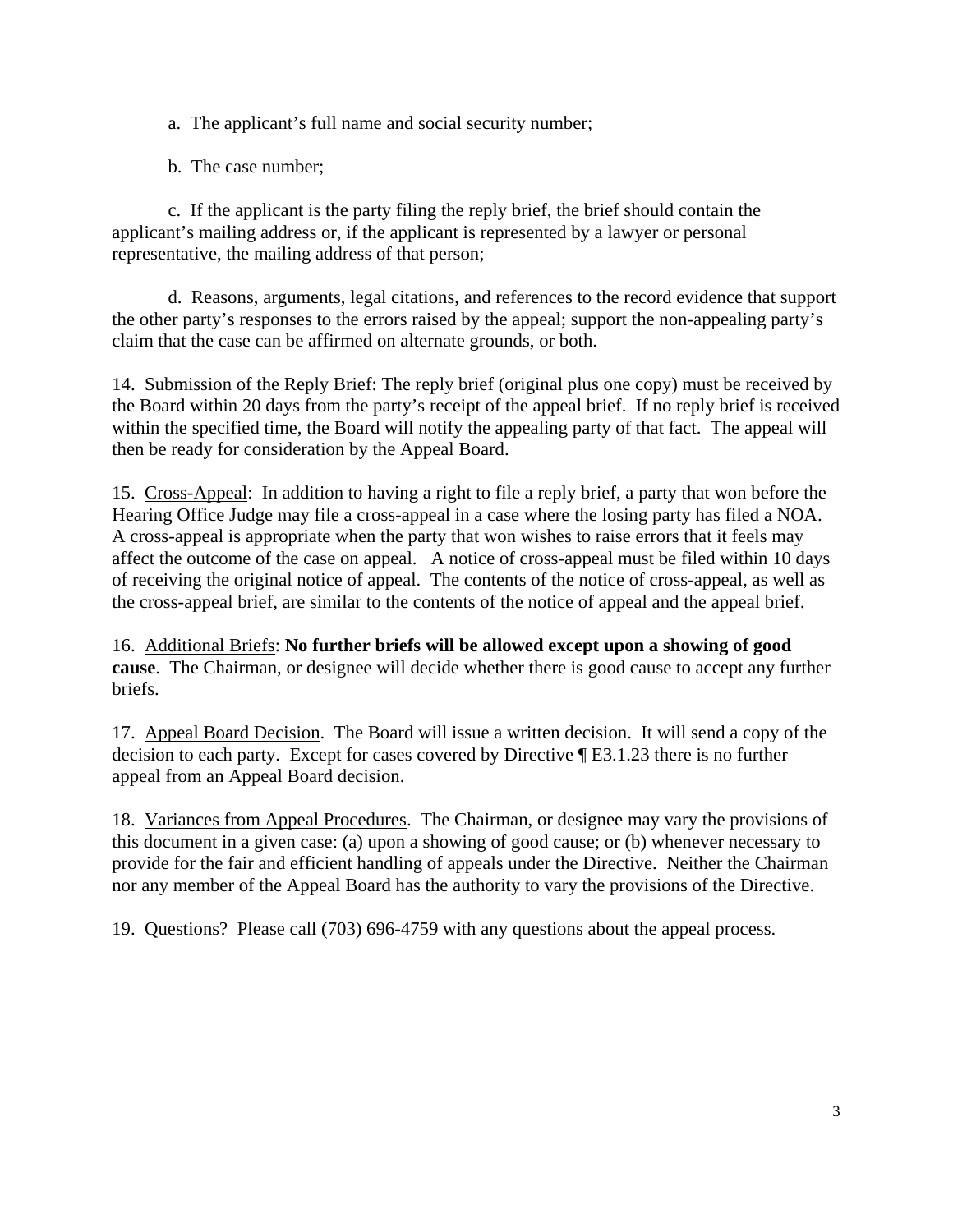a. The applicant's full name and social security number;

b. The case number;

c. If the applicant is the party filing the reply brief, the brief should contain the applicant's mailing address or, if the applicant is represented by a lawyer or personal representative, the mailing address of that person;

d. Reasons, arguments, legal citations, and references to the record evidence that support the other party's responses to the errors raised by the appeal; support the non-appealing party's claim that the case can be affirmed on alternate grounds, or both.

14. Submission of the Reply Brief: The reply brief (original plus one copy) must be received by the Board within 20 days from the party's receipt of the appeal brief. If no reply brief is received within the specified time, the Board will notify the appealing party of that fact. The appeal will then be ready for consideration by the Appeal Board.

15. Cross-Appeal: In addition to having a right to file a reply brief, a party that won before the Hearing Office Judge may file a cross-appeal in a case where the losing party has filed a NOA. A cross-appeal is appropriate when the party that won wishes to raise errors that it feels may affect the outcome of the case on appeal. A notice of cross-appeal must be filed within 10 days of receiving the original notice of appeal. The contents of the notice of cross-appeal, as well as the cross-appeal brief, are similar to the contents of the notice of appeal and the appeal brief.

16. Additional Briefs: **No further briefs will be allowed except upon a showing of good cause**. The Chairman, or designee will decide whether there is good cause to accept any further briefs.

17. Appeal Board Decision. The Board will issue a written decision. It will send a copy of the decision to each party. Except for cases covered by Directive ¶ E3.1.23 there is no further appeal from an Appeal Board decision.

18. Variances from Appeal Procedures. The Chairman, or designee may vary the provisions of this document in a given case: (a) upon a showing of good cause; or (b) whenever necessary to provide for the fair and efficient handling of appeals under the Directive. Neither the Chairman nor any member of the Appeal Board has the authority to vary the provisions of the Directive.

19. Questions? Please call (703) 696-4759 with any questions about the appeal process.